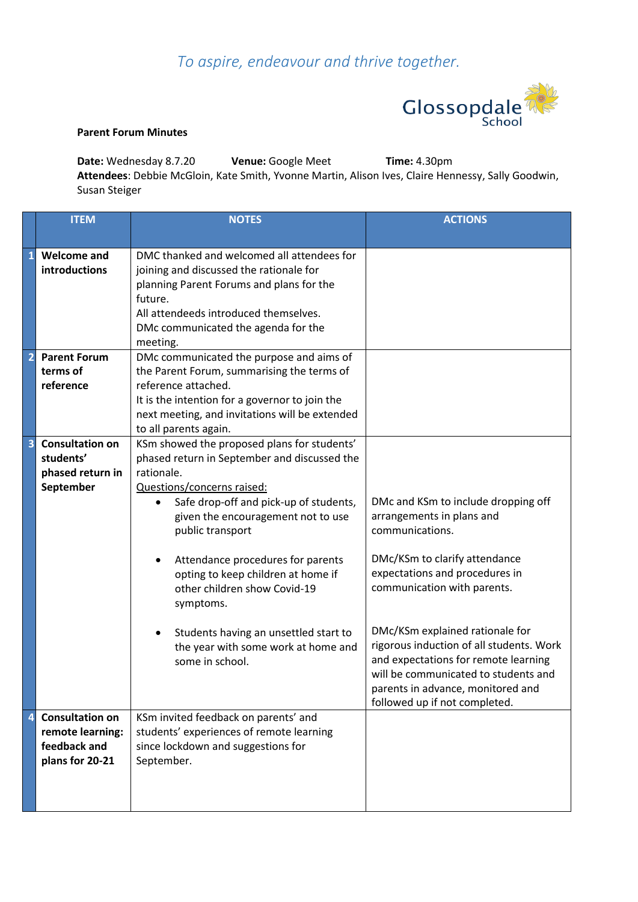*To aspire, endeavour and thrive together.*

Glossopdale School

**Parent Forum Minutes**

**Date:** Wednesday 8.7.20 **Venue:** Google Meet **Time:** 4.30pm
**Attendees**: Debbie McGloin, Kate Smith, Yvonne Martin, Alison Ives, Claire Hennessy, Sally Goodwin, Susan Steiger

| | ITEM | NOTES | ACTIONS |
|---|---|---|---|
| 1 | **Welcome and introductions** | DMC thanked and welcomed all attendees for joining and discussed the rationale for planning Parent Forums and plans for the future.<br>All attendeeds introduced themselves.<br>DMc communicated the agenda for the meeting. | |
| 2 | **Parent Forum terms of reference** | DMc communicated the purpose and aims of the Parent Forum, summarising the terms of reference attached.<br>It is the intention for a governor to join the next meeting, and invitations will be extended to all parents again. | |
| 3 | **Consultation on students' phased return in September** | KSm showed the proposed plans for students' phased return in September and discussed the rationale.<br><u>Questions/concerns raised:</u><br>• Safe drop-off and pick-up of students, given the encouragement not to use public transport<br>• Attendance procedures for parents opting to keep children at home if other children show Covid-19 symptoms.<br>• Students having an unsettled start to the year with some work at home and some in school. | DMc and KSm to include dropping off arrangements in plans and communications.<br><br>DMc/KSm to clarify attendance expectations and procedures in communication with parents.<br><br>DMc/KSm explained rationale for rigorous induction of all students. Work and expectations for remote learning will be communicated to students and parents in advance, monitored and followed up if not completed. |
| 4 | **Consultation on remote learning: feedback and plans for 20-21** | KSm invited feedback on parents' and students' experiences of remote learning since lockdown and suggestions for September. | |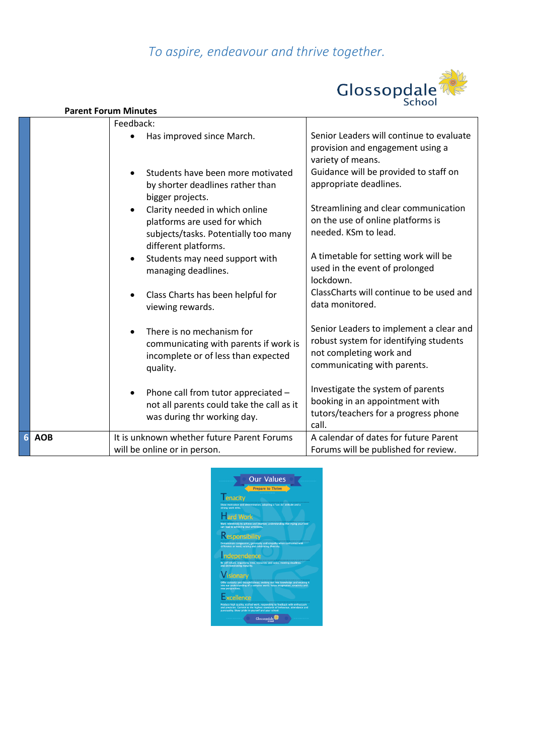*To aspire, endeavour and thrive together.*

Glossopdale School

**Parent Forum Minutes**

| | | | |
|---|---|---|---|
| | | Feedback:<br>• Has improved since March. | Senior Leaders will continue to evaluate provision and engagement using a variety of means. |
| | | • Students have been more motivated by shorter deadlines rather than bigger projects. | Guidance will be provided to staff on appropriate deadlines. |
| | | • Clarity needed in which online platforms are used for which subjects/tasks. Potentially too many different platforms. | Streamlining and clear communication on the use of online platforms is needed. KSm to lead. |
| | | • Students may need support with managing deadlines. | A timetable for setting work will be used in the event of prolonged lockdown. |
| | | • Class Charts has been helpful for viewing rewards. | ClassCharts will continue to be used and data monitored. |
| | | • There is no mechanism for communicating with parents if work is incomplete or of less than expected quality. | Senior Leaders to implement a clear and robust system for identifying students not completing work and communicating with parents. |
| | | • Phone call from tutor appreciated – not all parents could take the call as it was during thr working day. | Investigate the system of parents booking in an appointment with tutors/teachers for a progress phone call. |
| 6 | **AOB** | It is unknown whether future Parent Forums will be online or in person. | A calendar of dates for future Parent Forums will be published for review. |

Our Values
Prepare to Thrive
Tenacity
Hard Work
Responsibility
Independence
Visionary
Excellence